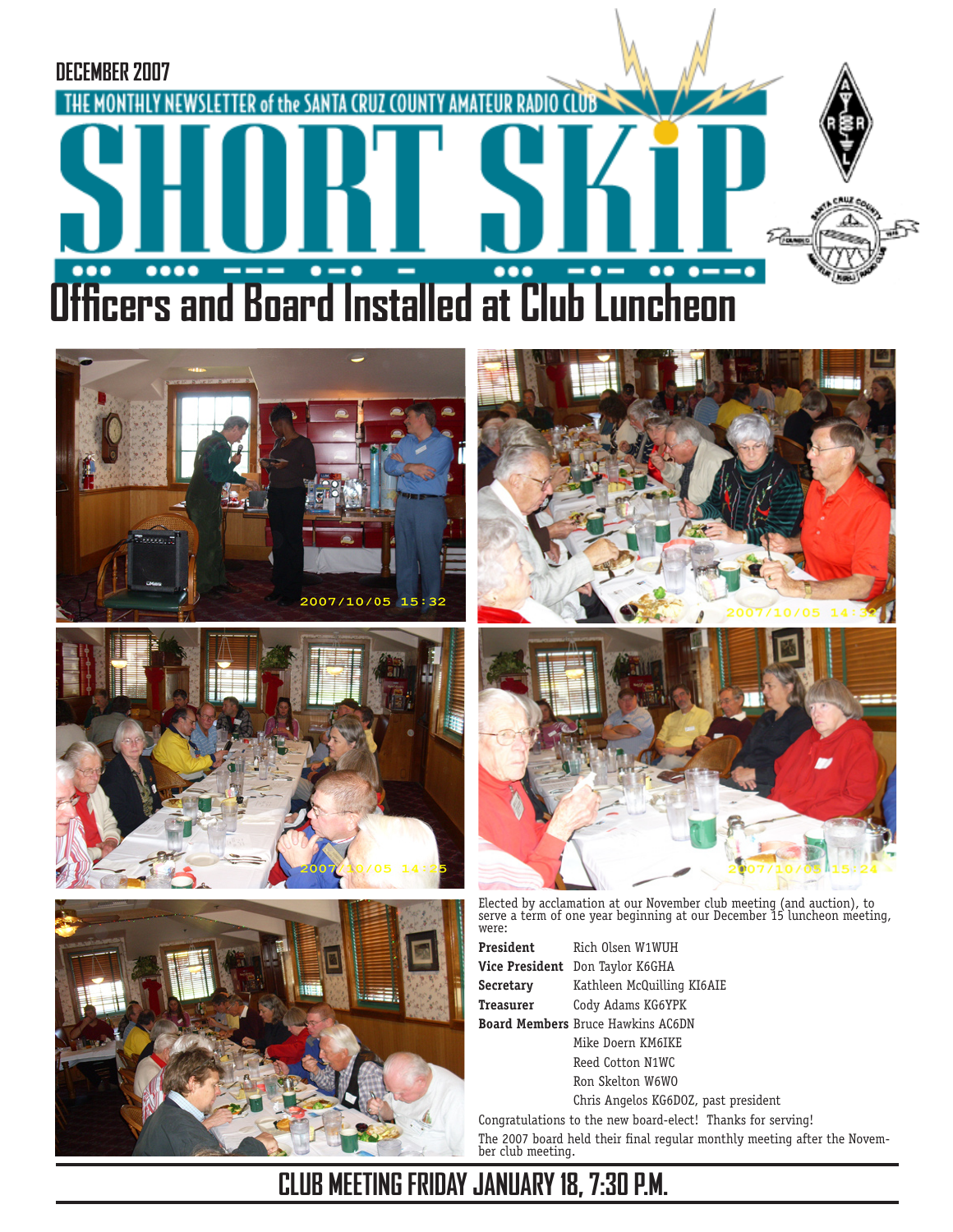DECEMBER 2007

THE MONTHLY NEWSLETTER of the SANTA CRUZ COUNTY AMATEUR RADIO CLUB

# SHORT SKiP

## Officers and Board Installed at Club Luncheon

Elected by acclamation at our November club meeting (and auction), to serve a term of one year beginning at our December 15 luncheon meeting, were:

| | |
|---|---|
| **President** | Rich Olsen W1WUH |
| **Vice President** | Don Taylor K6GHA |
| **Secretary** | Kathleen McQuilling KI6AIE |
| **Treasurer** | Cody Adams KG6YPK |
| **Board Members** | Bruce Hawkins AC6DN |
| | Mike Doern KM6IKE |
| | Reed Cotton N1WC |
| | Ron Skelton W6WO |
| | Chris Angelos KG6DOZ, past president |

Congratulations to the new board-elect! Thanks for serving!

The 2007 board held their final regular monthly meeting after the November club meeting.

**CLUB MEETING FRIDAY JANUARY 18, 7:30 P.M.**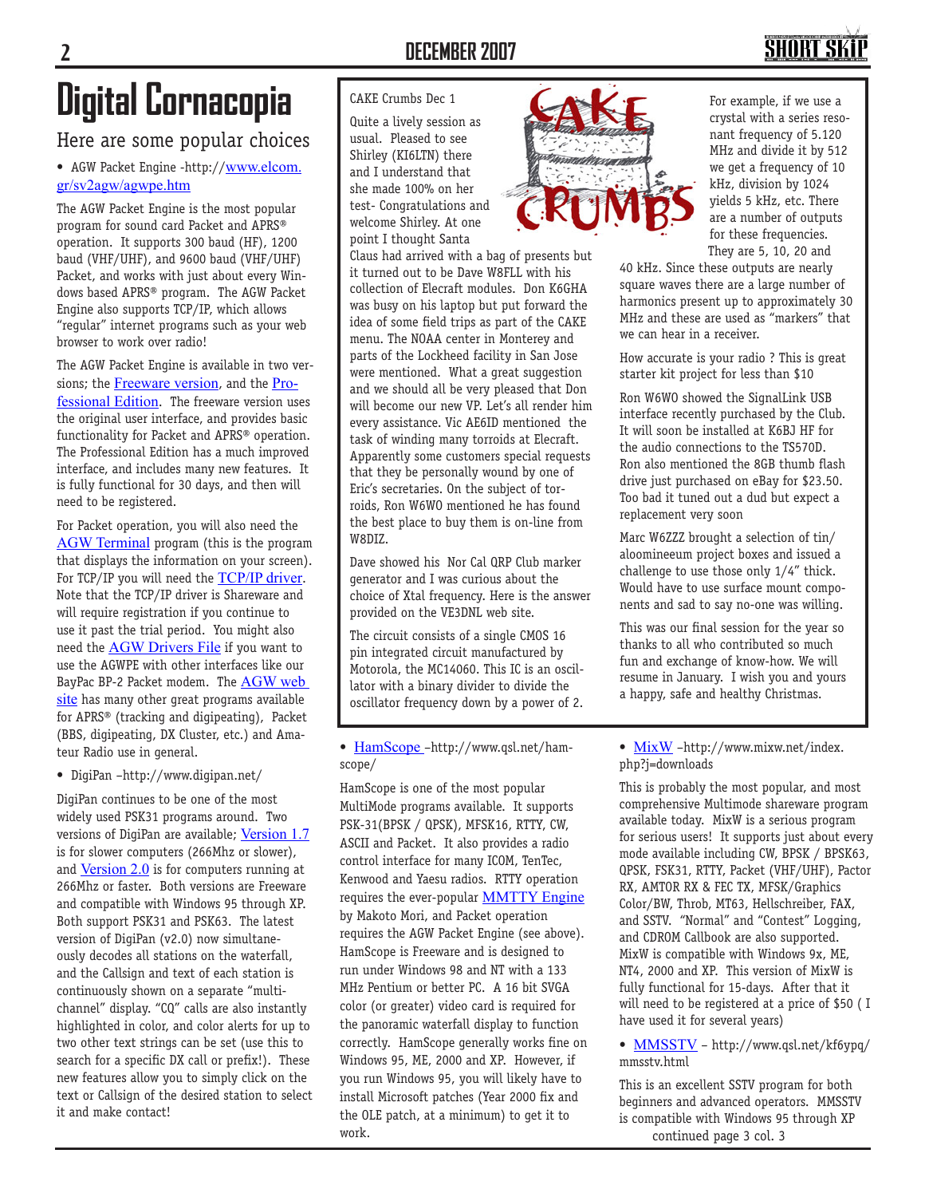# Digital Cornacopia

## Here are some popular choices

- AGW Packet Engine -http://www.elcom.gr/sv2agw/agwpe.htm

The AGW Packet Engine is the most popular program for sound card Packet and APRS® operation. It supports 300 baud (HF), 1200 baud (VHF/UHF), and 9600 baud (VHF/UHF) Packet, and works with just about every Windows based APRS® program. The AGW Packet Engine also supports TCP/IP, which allows "regular" internet programs such as your web browser to work over radio!

The AGW Packet Engine is available in two versions; the Freeware version, and the Professional Edition. The freeware version uses the original user interface, and provides basic functionality for Packet and APRS® operation. The Professional Edition has a much improved interface, and includes many new features. It is fully functional for 30 days, and then will need to be registered.

For Packet operation, you will also need the AGW Terminal program (this is the program that displays the information on your screen). For TCP/IP you will need the TCP/IP driver. Note that the TCP/IP driver is Shareware and will require registration if you continue to use it past the trial period. You might also need the AGW Drivers File if you want to use the AGWPE with other interfaces like our BayPac BP-2 Packet modem. The AGW web site has many other great programs available for APRS® (tracking and digipeating), Packet (BBS, digipeating, DX Cluster, etc.) and Amateur Radio use in general.

- DigiPan –http://www.digipan.net/

DigiPan continues to be one of the most widely used PSK31 programs around. Two versions of DigiPan are available; Version 1.7 is for slower computers (266Mhz or slower), and Version 2.0 is for computers running at 266Mhz or faster. Both versions are Freeware and compatible with Windows 95 through XP. Both support PSK31 and PSK63. The latest version of DigiPan (v2.0) now simultaneously decodes all stations on the waterfall, and the Callsign and text of each station is continuously shown on a separate "multichannel" display. "CQ" calls are also instantly highlighted in color, and color alerts for up to two other text strings can be set (use this to search for a specific DX call or prefix!). These new features allow you to simply click on the text or Callsign of the desired station to select it and make contact!

## CAKE Crumbs

CAKE Crumbs Dec 1

Quite a lively session as usual. Pleased to see Shirley (KI6LTN) there and I understand that she made 100% on her test- Congratulations and welcome Shirley. At one point I thought Santa Claus had arrived with a bag of presents but it turned out to be Dave W8FLL with his collection of Elecraft modules. Don K6GHA was busy on his laptop but put forward the idea of some field trips as part of the CAKE menu. The NOAA center in Monterey and parts of the Lockheed facility in San Jose were mentioned. What a great suggestion and we should all be very pleased that Don will become our new VP. Let's all render him every assistance. Vic AE6ID mentioned the task of winding many torroids at Elecraft. Apparently some customers special requests that they be personally wound by one of Eric's secretaries. On the subject of torroids, Ron W6WO mentioned he has found the best place to buy them is on-line from W8DIZ.

Dave showed his Nor Cal QRP Club marker generator and I was curious about the choice of Xtal frequency. Here is the answer provided on the VE3DNL web site.

The circuit consists of a single CMOS 16 pin integrated circuit manufactured by Motorola, the MC14060. This IC is an oscillator with a binary divider to divide the oscillator frequency down by a power of 2.

For example, if we use a crystal with a series resonant frequency of 5.120 MHz and divide it by 512 we get a frequency of 10 kHz, division by 1024 yields 5 kHz, etc. There are a number of outputs for these frequencies. They are 5, 10, 20 and 40 kHz. Since these outputs are nearly square waves there are a large number of harmonics present up to approximately 30 MHz and these are used as "markers" that we can hear in a receiver.

How accurate is your radio ? This is great starter kit project for less than $10

Ron W6WO showed the SignalLink USB interface recently purchased by the Club. It will soon be installed at K6BJ HF for the audio connections to the TS570D. Ron also mentioned the 8GB thumb flash drive just purchased on eBay for $23.50. Too bad it tuned out a dud but expect a replacement very soon

Marc W6ZZZ brought a selection of tin/aloomineeum project boxes and issued a challenge to use those only 1/4" thick. Would have to use surface mount components and sad to say no-one was willing.

This was our final session for the year so thanks to all who contributed so much fun and exchange of know-how. We will resume in January. I wish you and yours a happy, safe and healthy Christmas.

- HamScope –http://www.qsl.net/hamscope/

HamScope is one of the most popular MultiMode programs available. It supports PSK-31(BPSK / QPSK), MFSK16, RTTY, CW, ASCII and Packet. It also provides a radio control interface for many ICOM, TenTec, Kenwood and Yaesu radios. RTTY operation requires the ever-popular MMTTY Engine by Makoto Mori, and Packet operation requires the AGW Packet Engine (see above). HamScope is Freeware and is designed to run under Windows 98 and NT with a 133 MHz Pentium or better PC. A 16 bit SVGA color (or greater) video card is required for the panoramic waterfall display to function correctly. HamScope generally works fine on Windows 95, ME, 2000 and XP. However, if you run Windows 95, you will likely have to install Microsoft patches (Year 2000 fix and the OLE patch, at a minimum) to get it to work.

- MixW –http://www.mixw.net/index.php?j=downloads

This is probably the most popular, and most comprehensive Multimode shareware program available today. MixW is a serious program for serious users! It supports just about every mode available including CW, BPSK / BPSK63, QPSK, FSK31, RTTY, Packet (VHF/UHF), Pactor RX, AMTOR RX & FEC TX, MFSK/Graphics Color/BW, Throb, MT63, Hellschreiber, FAX, and SSTV. "Normal" and "Contest" Logging, and CDROM Callbook are also supported. MixW is compatible with Windows 9x, ME, NT4, 2000 and XP. This version of MixW is fully functional for 15-days. After that it will need to be registered at a price of $50 ( I have used it for several years)

- MMSSTV – http://www.qsl.net/kf6ypq/mmsstv.html

This is an excellent SSTV program for both beginners and advanced operators. MMSSTV is compatible with Windows 95 through XP

continued page 3 col. 3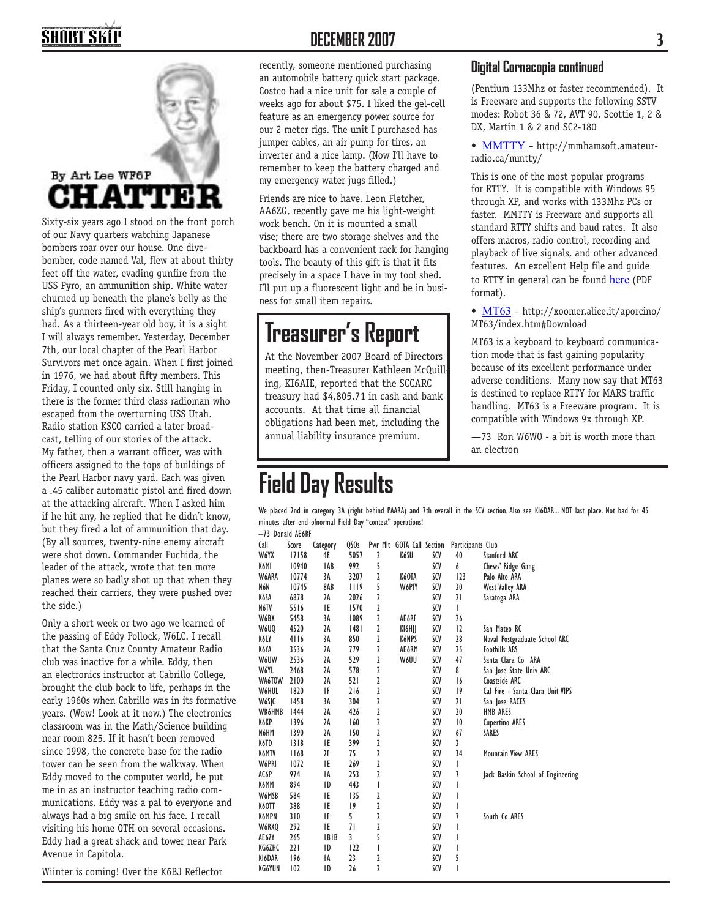By Art Lee WF6P

# CHATTER

Sixty-six years ago I stood on the front porch of our Navy quarters watching Japanese bombers roar over our house. One dive-bomber, code named Val, flew at about thirty feet off the water, evading gunfire from the USS Pyro, an ammunition ship. White water churned up beneath the plane's belly as the ship's gunners fired with everything they had. As a thirteen-year old boy, it is a sight I will always remember. Yesterday, December 7th, our local chapter of the Pearl Harbor Survivors met once again. When I first joined in 1976, we had about fifty members. This Friday, I counted only six. Still hanging in there is the former third class radioman who escaped from the overturning USS Utah. Radio station KSCO carried a later broadcast, telling of our stories of the attack. My father, then a warrant officer, was with officers assigned to the tops of buildings of the Pearl Harbor navy yard. Each was given a .45 caliber automatic pistol and fired down at the attacking aircraft. When I asked him if he hit any, he replied that he didn't know, but they fired a lot of ammunition that day. (By all sources, twenty-nine enemy aircraft were shot down. Commander Fuchida, the leader of the attack, wrote that ten more planes were so badly shot up that when they reached their carriers, they were pushed over the side.)

Only a short week or two ago we learned of the passing of Eddy Pollock, W6LC. I recall that the Santa Cruz County Amateur Radio club was inactive for a while. Eddy, then an electronics instructor at Cabrillo College, brought the club back to life, perhaps in the early 1960s when Cabrillo was in its formative years. (Wow! Look at it now.) The electronics classroom was in the Math/Science building near room 825. If it hasn't been removed since 1998, the concrete base for the radio tower can be seen from the walkway. When Eddy moved to the computer world, he put me in as an instructor teaching radio communications. Eddy was a pal to everyone and always had a big smile on his face. I recall visiting his home QTH on several occasions. Eddy had a great shack and tower near Park Avenue in Capitola.

Wiinter is coming! Over the K6BJ Reflector recently, someone mentioned purchasing an automobile battery quick start package. Costco had a nice unit for sale a couple of weeks ago for about $75. I liked the gel-cell feature as an emergency power source for our 2 meter rigs. The unit I purchased has jumper cables, an air pump for tires, an inverter and a nice lamp. (Now I'll have to remember to keep the battery charged and my emergency water jugs filled.)

Friends are nice to have. Leon Fletcher, AA6ZG, recently gave me his light-weight work bench. On it is mounted a small vise; there are two storage shelves and the backboard has a convenient rack for hanging tools. The beauty of this gift is that it fits precisely in a space I have in my tool shed. I'll put up a fluorescent light and be in business for small item repairs.

# Treasurer's Report

At the November 2007 Board of Directors meeting, then-Treasurer Kathleen McQuilling, KI6AIE, reported that the SCCARC treasury had $4,805.71 in cash and bank accounts. At that time all financial obligations had been met, including the annual liability insurance premium.

## Digital Cornacopia continued

(Pentium 133Mhz or faster recommended). It is Freeware and supports the following SSTV modes: Robot 36 & 72, AVT 90, Scottie 1, 2 & DX, Martin 1 & 2 and SC2-180

• MMTTY – http://mmhamsoft.amateur-radio.ca/mmtty/

This is one of the most popular programs for RTTY. It is compatible with Windows 95 through XP, and works with 133Mhz PCs or faster. MMTTY is Freeware and supports all standard RTTY shifts and baud rates. It also offers macros, radio control, recording and playback of live signals, and other advanced features. An excellent Help file and guide to RTTY in general can be found here (PDF format).

• MT63 – http://xoomer.alice.it/aporcino/MT63/index.htm#Download

MT63 is a keyboard to keyboard communication mode that is fast gaining popularity because of its excellent performance under adverse conditions. Many now say that MT63 is destined to replace RTTY for MARS traffic handling. MT63 is a Freeware program. It is compatible with Windows 9x through XP.

—73 Ron W6WO - a bit is worth more than an electron

# Field Day Results

We placed 2nd in category 3A (right behind PAARA) and 7th overall in the SCV section. Also see KI6DAR... NOT last place. Not bad for 45 minutes after end ofnormal Field Day "contest" operations!

—73 Donald AE6RF

| Call | Score | Category | QSOs | Pwr Mlt | GOTA Call | Section | Participants | Club |
|---|---|---|---|---|---|---|---|---|
| W6YX | 17158 | 4F | 5057 | 2 | K6SU | SCV | 40 | Stanford ARC |
| K6MI | 10940 | 1AB | 992 | 5 | | SCV | 6 | Chews' Ridge Gang |
| W6ARA | 10774 | 3A | 3207 | 2 | K6OTA | SCV | 123 | Palo Alto ARA |
| N6N | 10745 | 8AB | 1119 | 5 | W6PIY | SCV | 30 | West Valley ARA |
| K6SA | 6878 | 2A | 2026 | 2 | | SCV | 21 | Saratoga ARA |
| N6TV | 5516 | 1E | 1570 | 2 | | SCV | 1 | |
| W6BX | 5458 | 3A | 1089 | 2 | AE6RF | SCV | 26 | |
| W6UQ | 4520 | 2A | 1481 | 2 | KI6HJJ | SCV | 12 | San Mateo RC |
| K6LY | 4116 | 3A | 850 | 2 | K6NPS | SCV | 28 | Naval Postgraduate School ARC |
| K6YA | 3536 | 2A | 779 | 2 | AE6RM | SCV | 25 | Foothills ARS |
| W6UW | 2536 | 2A | 529 | 2 | W6UU | SCV | 47 | Santa Clara Co ARA |
| W6YL | 2468 | 2A | 578 | 2 | | SCV | 8 | San Jose State Univ ARC |
| WA6TOW | 2100 | 2A | 521 | 2 | | SCV | 16 | Coastside ARC |
| W6HUL | 1820 | 1F | 216 | 2 | | SCV | 19 | Cal Fire - Santa Clara Unit VIPS |
| W6SJC | 1458 | 3A | 304 | 2 | | SCV | 21 | San Jose RACES |
| WR6HMB | 1444 | 2A | 426 | 2 | | SCV | 20 | HMB ARES |
| K6KP | 1396 | 2A | 160 | 2 | | SCV | 10 | Cupertino ARES |
| N6HM | 1390 | 2A | 150 | 2 | | SCV | 67 | SARES |
| K6TD | 1318 | 1E | 399 | 2 | | SCV | 3 | |
| K6MTV | 1168 | 2F | 75 | 2 | | SCV | 34 | Mountain View ARES |
| W6PRI | 1072 | 1E | 269 | 2 | | SCV | 1 | |
| AC6P | 974 | 1A | 253 | 2 | | SCV | 7 | Jack Baskin School of Engineering |
| K6MM | 894 | 1D | 443 | 1 | | SCV | 1 | |
| W6MSB | 584 | 1E | 135 | 2 | | SCV | 1 | |
| K6OTT | 388 | 1E | 19 | 2 | | SCV | 1 | |
| K6MPN | 310 | 1F | 5 | 2 | | SCV | 7 | South Co ARES |
| W6RXQ | 292 | 1E | 71 | 2 | | SCV | 1 | |
| AE6ZY | 265 | 1B1B | 3 | 5 | | SCV | 1 | |
| KG6ZHC | 221 | 1D | 122 | 1 | | SCV | 1 | |
| KI6DAR | 196 | 1A | 23 | 2 | | SCV | 5 | |
| KG6YUN | 102 | 1D | 26 | 2 | | SCV | 1 | |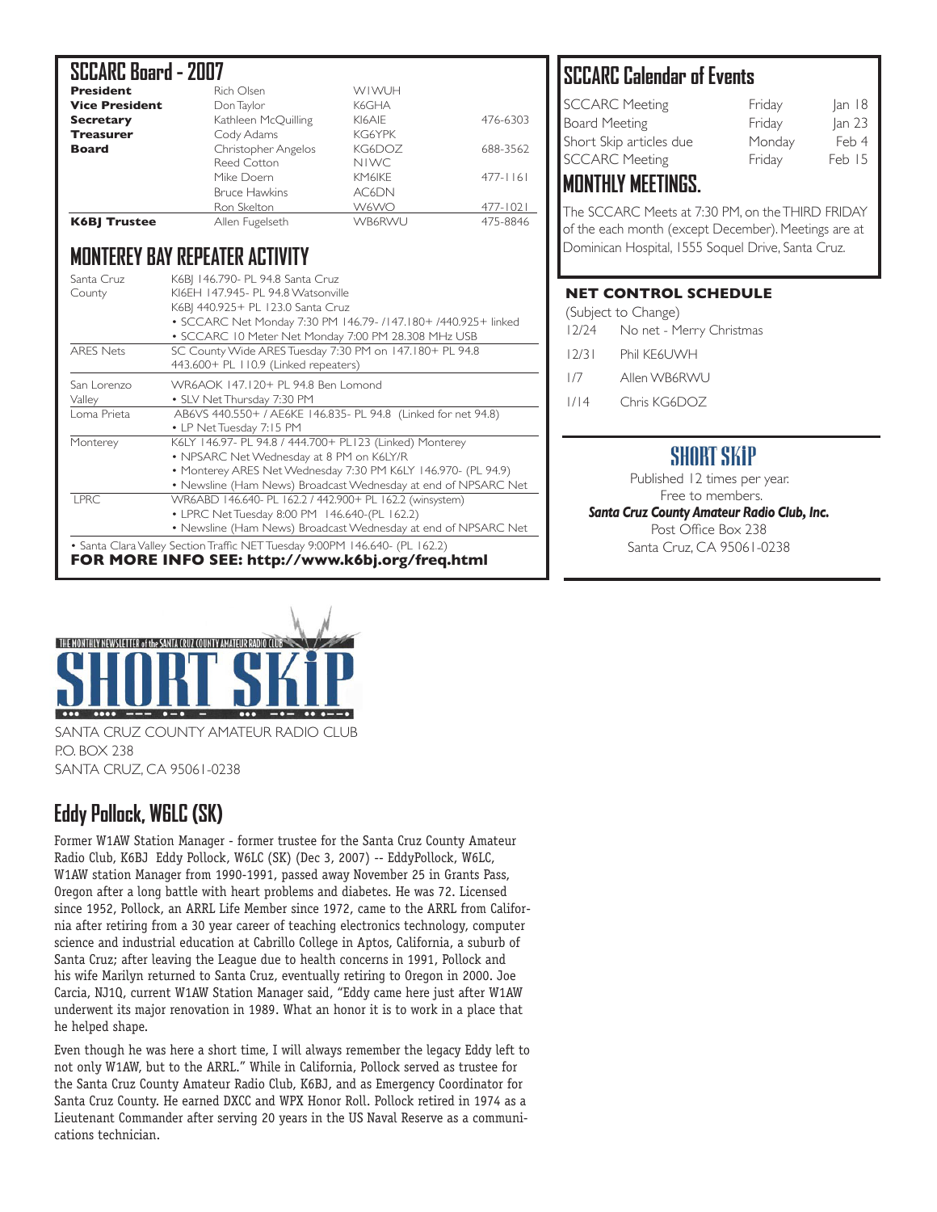## SCCARC Board - 2007

| | | | |
|---|---|---|---|
| **President** | Rich Olsen | W1WUH | |
| **Vice President** | Don Taylor | K6GHA | |
| **Secretary** | Kathleen McQuilling | KI6AIE | 476-6303 |
| **Treasurer** | Cody Adams | KG6YPK | |
| **Board** | Christopher Angelos | KG6DOZ | 688-3562 |
| | Reed Cotton | N1WC | |
| | Mike Doern | KM6IKE | 477-1161 |
| | Bruce Hawkins | AC6DN | |
| | Ron Skelton | W6WO | 477-1021 |
| **K6BJ Trustee** | Allen Fugelseth | WB6RWU | 475-8846 |

## MONTEREY BAY REPEATER ACTIVITY

| | |
|---|---|
| Santa Cruz County | K6BJ 146.790- PL 94.8 Santa Cruz<br>KI6EH 147.945- PL 94.8 Watsonville<br>K6BJ 440.925+ PL 123.0 Santa Cruz<br>• SCCARC Net Monday 7:30 PM 146.79- /147.180+ /440.925+ linked<br>• SCCARC 10 Meter Net Monday 7:00 PM 28.308 MHz USB |
| ARES Nets | SC County Wide ARES Tuesday 7:30 PM on 147.180+ PL 94.8<br>443.600+ PL 110.9 (Linked repeaters) |
| San Lorenzo Valley | WR6AOK 147.120+ PL 94.8 Ben Lomond<br>• SLV Net Thursday 7:30 PM |
| Loma Prieta | AB6VS 440.550+ / AE6KE 146.835- PL 94.8 (Linked for net 94.8)<br>• LP Net Tuesday 7:15 PM |
| Monterey | K6LY 146.97- PL 94.8 / 444.700+ PL123 (Linked) Monterey<br>• NPSARC Net Wednesday at 8 PM on K6LY/R<br>• Monterey ARES Net Wednesday 7:30 PM K6LY 146.970- (PL 94.9)<br>• Newsline (Ham News) Broadcast Wednesday at end of NPSARC Net |
| LPRC | WR6ABD 146.640- PL 162.2 / 442.900+ PL 162.2 (winsystem)<br>• LPRC Net Tuesday 8:00 PM 146.640-(PL 162.2)<br>• Newsline (Ham News) Broadcast Wednesday at end of NPSARC Net |

• Santa Clara Valley Section Traffic NET Tuesday 9:00PM 146.640- (PL 162.2)

**FOR MORE INFO SEE: http://www.k6bj.org/freq.html**

## SCCARC Calendar of Events

| | | |
|---|---|---|
| SCCARC Meeting | Friday | Jan 18 |
| Board Meeting | Friday | Jan 23 |
| Short Skip articles due | Monday | Feb 4 |
| SCCARC Meeting | Friday | Feb 15 |

## MONTHLY MEETINGS.

The SCCARC Meets at 7:30 PM, on the THIRD FRIDAY of the each month (except December). Meetings are at Dominican Hospital, 1555 Soquel Drive, Santa Cruz.

### NET CONTROL SCHEDULE

(Subject to Change)

| | |
|---|---|
| 12/24 | No net - Merry Christmas |
| 12/31 | Phil KE6UWH |
| 1/7 | Allen WB6RWU |
| 1/14 | Chris KG6DOZ |

## SHORT SKiP

Published 12 times per year.
Free to members.
***Santa Cruz County Amateur Radio Club, Inc.***
Post Office Box 238
Santa Cruz, CA 95061-0238

THE MONTHLY NEWSLETTER of the SANTA CRUZ COUNTY AMATEUR RADIO CLUB

SHORT SKiP

SANTA CRUZ COUNTY AMATEUR RADIO CLUB
P.O. BOX 238
SANTA CRUZ, CA 95061-0238

## Eddy Pollock, W6LC (SK)

Former W1AW Station Manager - former trustee for the Santa Cruz County Amateur Radio Club, K6BJ Eddy Pollock, W6LC (SK) (Dec 3, 2007) -- EddyPollock, W6LC, W1AW station Manager from 1990-1991, passed away November 25 in Grants Pass, Oregon after a long battle with heart problems and diabetes. He was 72. Licensed since 1952, Pollock, an ARRL Life Member since 1972, came to the ARRL from California after retiring from a 30 year career of teaching electronics technology, computer science and industrial education at Cabrillo College in Aptos, California, a suburb of Santa Cruz; after leaving the League due to health concerns in 1991, Pollock and his wife Marilyn returned to Santa Cruz, eventually retiring to Oregon in 2000. Joe Carcia, NJ1Q, current W1AW Station Manager said, "Eddy came here just after W1AW underwent its major renovation in 1989. What an honor it is to work in a place that he helped shape.

Even though he was here a short time, I will always remember the legacy Eddy left to not only W1AW, but to the ARRL." While in California, Pollock served as trustee for the Santa Cruz County Amateur Radio Club, K6BJ, and as Emergency Coordinator for Santa Cruz County. He earned DXCC and WPX Honor Roll. Pollock retired in 1974 as a Lieutenant Commander after serving 20 years in the US Naval Reserve as a communications technician.